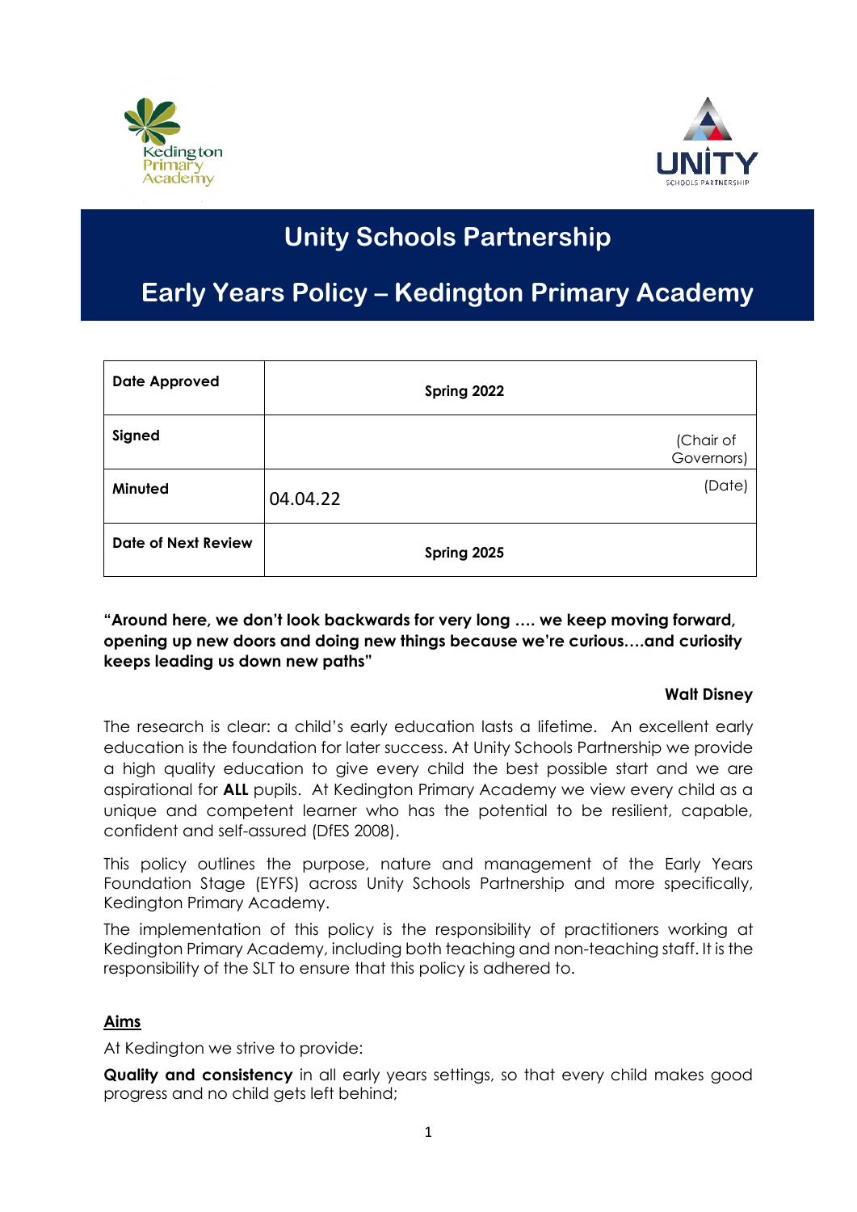# Unity Schools Partnership

# Early Years Policy – Kedington Primary Academy

| Date Approved | Spring 2022 |
|---|---|
| Signed | (Chair of Governors) |
| Minuted | 04.04.22 (Date) |
| Date of Next Review | Spring 2025 |

**"Around here, we don't look backwards for very long …. we keep moving forward, opening up new doors and doing new things because we're curious….and curiosity keeps leading us down new paths"**

**Walt Disney**

The research is clear: a child's early education lasts a lifetime. An excellent early education is the foundation for later success. At Unity Schools Partnership we provide a high quality education to give every child the best possible start and we are aspirational for **ALL** pupils. At Kedington Primary Academy we view every child as a unique and competent learner who has the potential to be resilient, capable, confident and self-assured (DfES 2008).

This policy outlines the purpose, nature and management of the Early Years Foundation Stage (EYFS) across Unity Schools Partnership and more specifically, Kedington Primary Academy.

The implementation of this policy is the responsibility of practitioners working at Kedington Primary Academy, including both teaching and non-teaching staff. It is the responsibility of the SLT to ensure that this policy is adhered to.

## Aims

At Kedington we strive to provide:

**Quality and consistency** in all early years settings, so that every child makes good progress and no child gets left behind;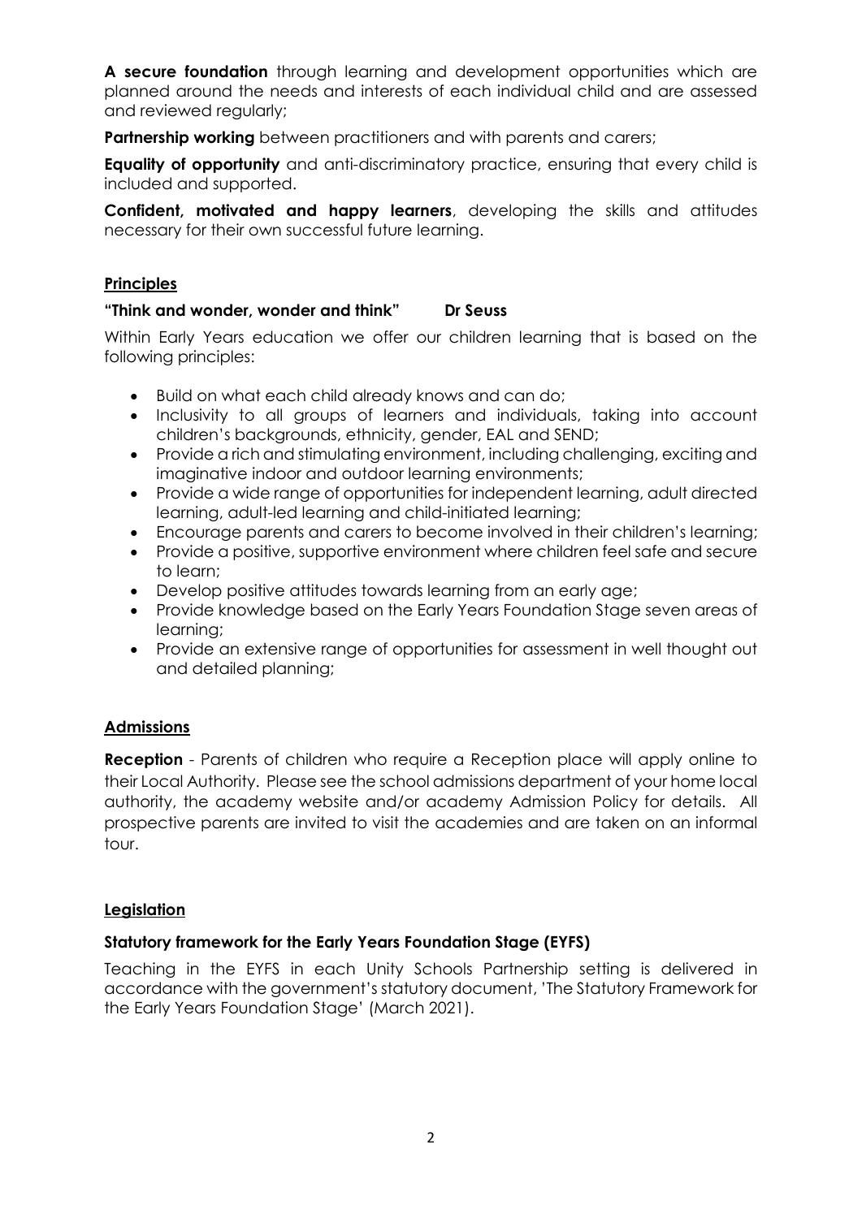**A secure foundation** through learning and development opportunities which are planned around the needs and interests of each individual child and are assessed and reviewed regularly;

**Partnership working** between practitioners and with parents and carers;

**Equality of opportunity** and anti-discriminatory practice, ensuring that every child is included and supported.

**Confident, motivated and happy learners**, developing the skills and attitudes necessary for their own successful future learning.

## Principles

**"Think and wonder, wonder and think"    Dr Seuss**

Within Early Years education we offer our children learning that is based on the following principles:

- Build on what each child already knows and can do;
- Inclusivity to all groups of learners and individuals, taking into account children's backgrounds, ethnicity, gender, EAL and SEND;
- Provide a rich and stimulating environment, including challenging, exciting and imaginative indoor and outdoor learning environments;
- Provide a wide range of opportunities for independent learning, adult directed learning, adult-led learning and child-initiated learning;
- Encourage parents and carers to become involved in their children's learning;
- Provide a positive, supportive environment where children feel safe and secure to learn;
- Develop positive attitudes towards learning from an early age;
- Provide knowledge based on the Early Years Foundation Stage seven areas of learning;
- Provide an extensive range of opportunities for assessment in well thought out and detailed planning;

## Admissions

**Reception** - Parents of children who require a Reception place will apply online to their Local Authority. Please see the school admissions department of your home local authority, the academy website and/or academy Admission Policy for details. All prospective parents are invited to visit the academies and are taken on an informal tour.

## Legislation

### Statutory framework for the Early Years Foundation Stage (EYFS)

Teaching in the EYFS in each Unity Schools Partnership setting is delivered in accordance with the government's statutory document, 'The Statutory Framework for the Early Years Foundation Stage' (March 2021).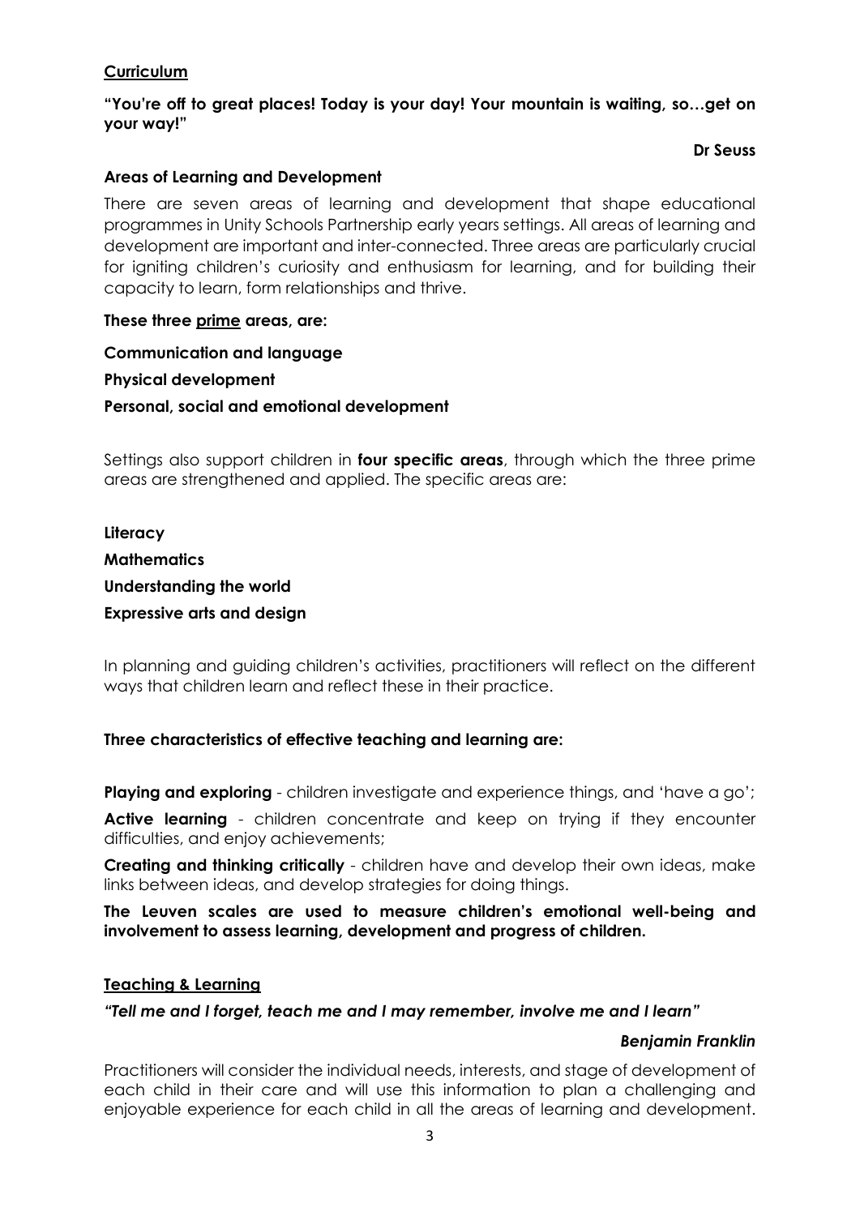## Curriculum

**"You're off to great places! Today is your day! Your mountain is waiting, so…get on your way!"**

**Dr Seuss**

### Areas of Learning and Development

There are seven areas of learning and development that shape educational programmes in Unity Schools Partnership early years settings. All areas of learning and development are important and inter-connected. Three areas are particularly crucial for igniting children's curiosity and enthusiasm for learning, and for building their capacity to learn, form relationships and thrive.

**These three <u>prime</u> areas, are:**

**Communication and language**

**Physical development**

**Personal, social and emotional development**

Settings also support children in **four specific areas**, through which the three prime areas are strengthened and applied. The specific areas are:

**Literacy**

**Mathematics**

**Understanding the world**

**Expressive arts and design**

In planning and guiding children's activities, practitioners will reflect on the different ways that children learn and reflect these in their practice.

**Three characteristics of effective teaching and learning are:**

**Playing and exploring** - children investigate and experience things, and 'have a go';

**Active learning** - children concentrate and keep on trying if they encounter difficulties, and enjoy achievements;

**Creating and thinking critically** - children have and develop their own ideas, make links between ideas, and develop strategies for doing things.

**The Leuven scales are used to measure children's emotional well-being and involvement to assess learning, development and progress of children.**

## Teaching & Learning

***"Tell me and I forget, teach me and I may remember, involve me and I learn"***

***Benjamin Franklin***

Practitioners will consider the individual needs, interests, and stage of development of each child in their care and will use this information to plan a challenging and enjoyable experience for each child in all the areas of learning and development.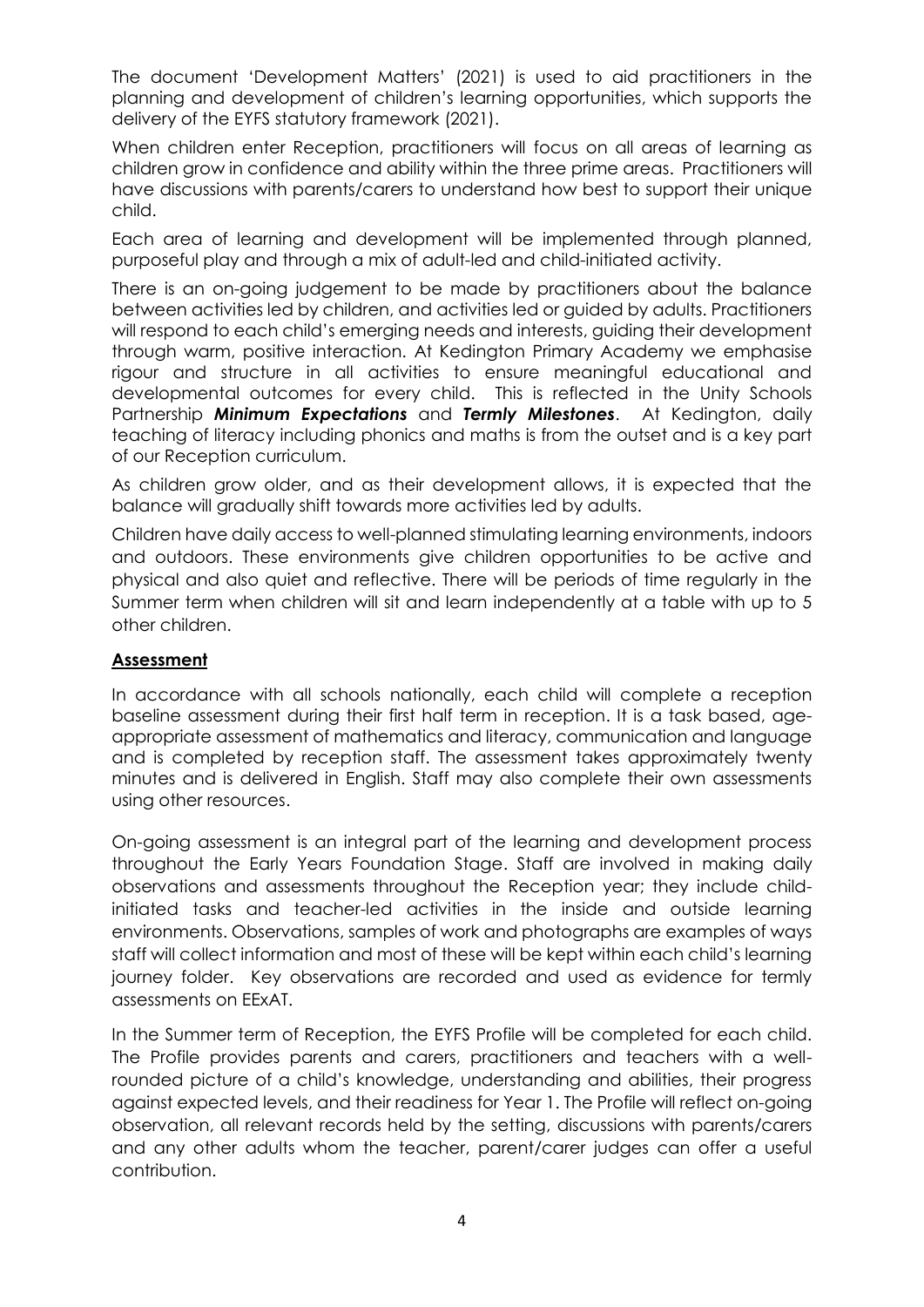The document 'Development Matters' (2021) is used to aid practitioners in the planning and development of children's learning opportunities, which supports the delivery of the EYFS statutory framework (2021).

When children enter Reception, practitioners will focus on all areas of learning as children grow in confidence and ability within the three prime areas. Practitioners will have discussions with parents/carers to understand how best to support their unique child.

Each area of learning and development will be implemented through planned, purposeful play and through a mix of adult-led and child-initiated activity.

There is an on-going judgement to be made by practitioners about the balance between activities led by children, and activities led or guided by adults. Practitioners will respond to each child's emerging needs and interests, guiding their development through warm, positive interaction. At Kedington Primary Academy we emphasise rigour and structure in all activities to ensure meaningful educational and developmental outcomes for every child. This is reflected in the Unity Schools Partnership ***Minimum Expectations*** and ***Termly Milestones***. At Kedington, daily teaching of literacy including phonics and maths is from the outset and is a key part of our Reception curriculum.

As children grow older, and as their development allows, it is expected that the balance will gradually shift towards more activities led by adults.

Children have daily access to well-planned stimulating learning environments, indoors and outdoors. These environments give children opportunities to be active and physical and also quiet and reflective. There will be periods of time regularly in the Summer term when children will sit and learn independently at a table with up to 5 other children.

## Assessment

In accordance with all schools nationally, each child will complete a reception baseline assessment during their first half term in reception. It is a task based, age-appropriate assessment of mathematics and literacy, communication and language and is completed by reception staff. The assessment takes approximately twenty minutes and is delivered in English. Staff may also complete their own assessments using other resources.

On-going assessment is an integral part of the learning and development process throughout the Early Years Foundation Stage. Staff are involved in making daily observations and assessments throughout the Reception year; they include child-initiated tasks and teacher-led activities in the inside and outside learning environments. Observations, samples of work and photographs are examples of ways staff will collect information and most of these will be kept within each child's learning journey folder. Key observations are recorded and used as evidence for termly assessments on EExAT.

In the Summer term of Reception, the EYFS Profile will be completed for each child. The Profile provides parents and carers, practitioners and teachers with a well-rounded picture of a child's knowledge, understanding and abilities, their progress against expected levels, and their readiness for Year 1. The Profile will reflect on-going observation, all relevant records held by the setting, discussions with parents/carers and any other adults whom the teacher, parent/carer judges can offer a useful contribution.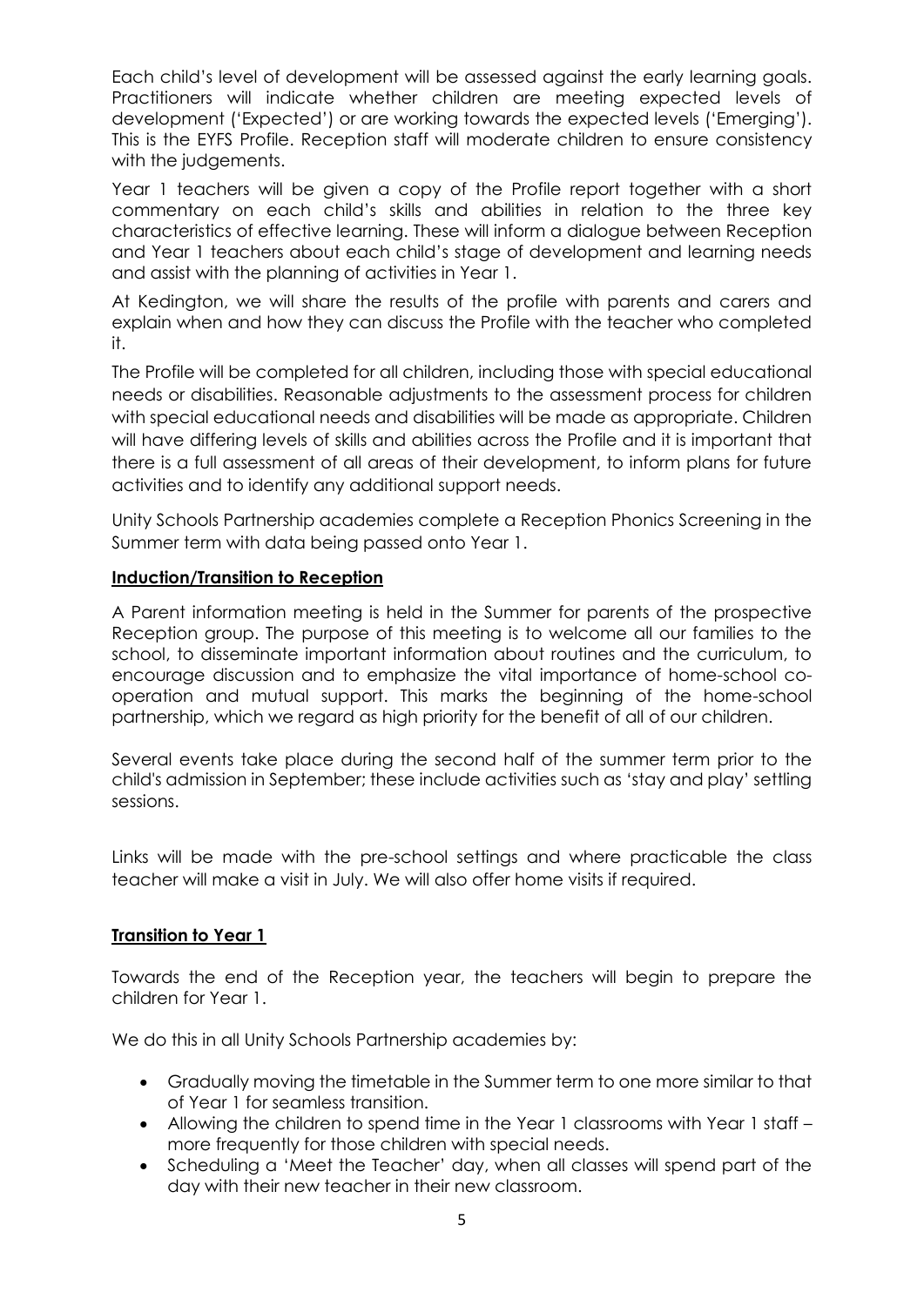Each child's level of development will be assessed against the early learning goals. Practitioners will indicate whether children are meeting expected levels of development ('Expected') or are working towards the expected levels ('Emerging'). This is the EYFS Profile. Reception staff will moderate children to ensure consistency with the judgements.

Year 1 teachers will be given a copy of the Profile report together with a short commentary on each child's skills and abilities in relation to the three key characteristics of effective learning. These will inform a dialogue between Reception and Year 1 teachers about each child's stage of development and learning needs and assist with the planning of activities in Year 1.

At Kedington, we will share the results of the profile with parents and carers and explain when and how they can discuss the Profile with the teacher who completed it.

The Profile will be completed for all children, including those with special educational needs or disabilities. Reasonable adjustments to the assessment process for children with special educational needs and disabilities will be made as appropriate. Children will have differing levels of skills and abilities across the Profile and it is important that there is a full assessment of all areas of their development, to inform plans for future activities and to identify any additional support needs.

Unity Schools Partnership academies complete a Reception Phonics Screening in the Summer term with data being passed onto Year 1.

**Induction/Transition to Reception**

A Parent information meeting is held in the Summer for parents of the prospective Reception group. The purpose of this meeting is to welcome all our families to the school, to disseminate important information about routines and the curriculum, to encourage discussion and to emphasize the vital importance of home-school co-operation and mutual support. This marks the beginning of the home-school partnership, which we regard as high priority for the benefit of all of our children.

Several events take place during the second half of the summer term prior to the child's admission in September; these include activities such as 'stay and play' settling sessions.

Links will be made with the pre-school settings and where practicable the class teacher will make a visit in July. We will also offer home visits if required.

**Transition to Year 1**

Towards the end of the Reception year, the teachers will begin to prepare the children for Year 1.

We do this in all Unity Schools Partnership academies by:

- Gradually moving the timetable in the Summer term to one more similar to that of Year 1 for seamless transition.
- Allowing the children to spend time in the Year 1 classrooms with Year 1 staff – more frequently for those children with special needs.
- Scheduling a 'Meet the Teacher' day, when all classes will spend part of the day with their new teacher in their new classroom.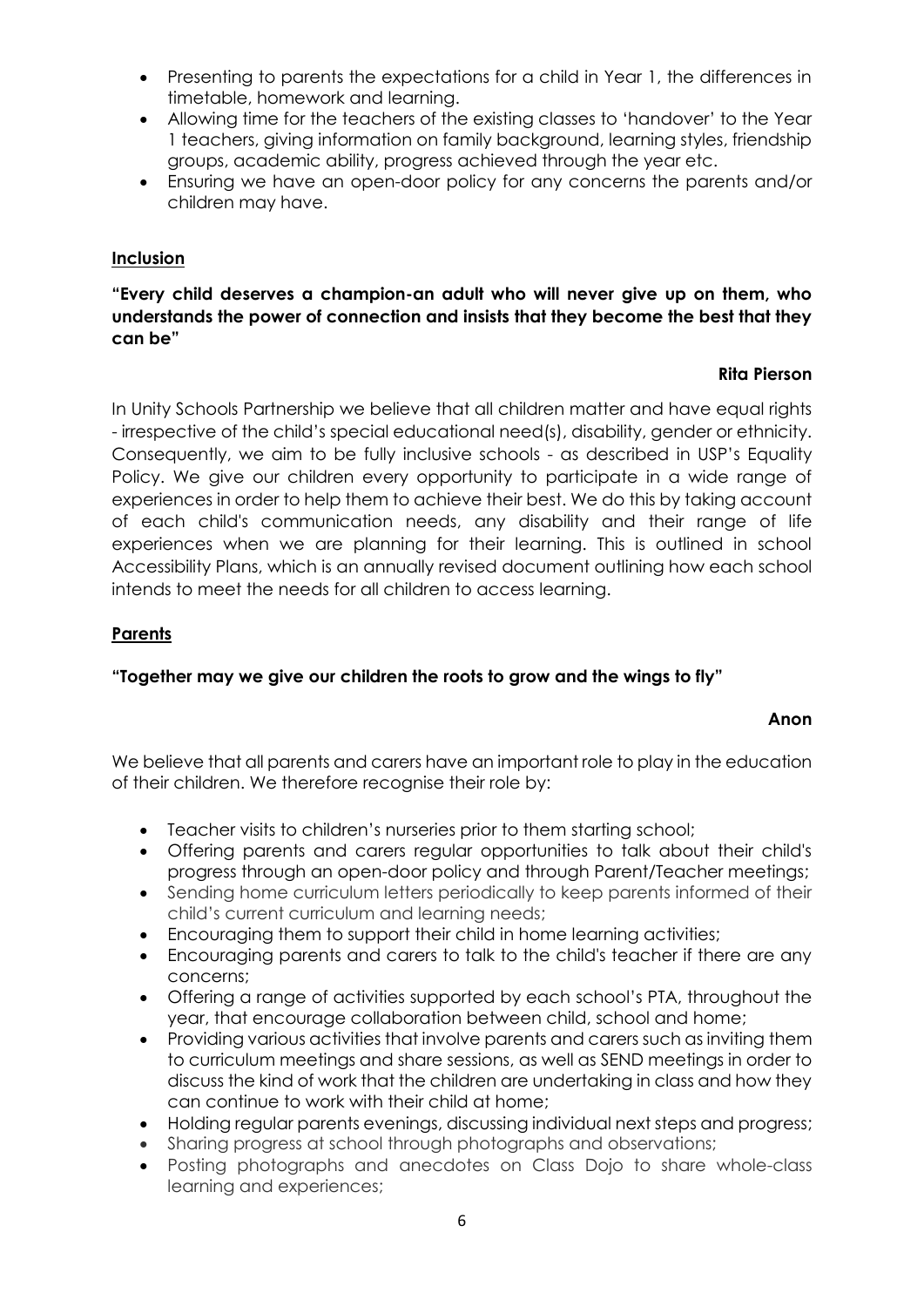- Presenting to parents the expectations for a child in Year 1, the differences in timetable, homework and learning.
- Allowing time for the teachers of the existing classes to 'handover' to the Year 1 teachers, giving information on family background, learning styles, friendship groups, academic ability, progress achieved through the year etc.
- Ensuring we have an open-door policy for any concerns the parents and/or children may have.

## Inclusion

**"Every child deserves a champion-an adult who will never give up on them, who understands the power of connection and insists that they become the best that they can be"**

**Rita Pierson**

In Unity Schools Partnership we believe that all children matter and have equal rights - irrespective of the child's special educational need(s), disability, gender or ethnicity. Consequently, we aim to be fully inclusive schools - as described in USP's Equality Policy. We give our children every opportunity to participate in a wide range of experiences in order to help them to achieve their best. We do this by taking account of each child's communication needs, any disability and their range of life experiences when we are planning for their learning. This is outlined in school Accessibility Plans, which is an annually revised document outlining how each school intends to meet the needs for all children to access learning.

## Parents

**"Together may we give our children the roots to grow and the wings to fly"**

**Anon**

We believe that all parents and carers have an important role to play in the education of their children. We therefore recognise their role by:

- Teacher visits to children's nurseries prior to them starting school;
- Offering parents and carers regular opportunities to talk about their child's progress through an open-door policy and through Parent/Teacher meetings;
- Sending home curriculum letters periodically to keep parents informed of their child's current curriculum and learning needs;
- Encouraging them to support their child in home learning activities;
- Encouraging parents and carers to talk to the child's teacher if there are any concerns;
- Offering a range of activities supported by each school's PTA, throughout the year, that encourage collaboration between child, school and home;
- Providing various activities that involve parents and carers such as inviting them to curriculum meetings and share sessions, as well as SEND meetings in order to discuss the kind of work that the children are undertaking in class and how they can continue to work with their child at home;
- Holding regular parents evenings, discussing individual next steps and progress;
- Sharing progress at school through photographs and observations;
- Posting photographs and anecdotes on Class Dojo to share whole-class learning and experiences;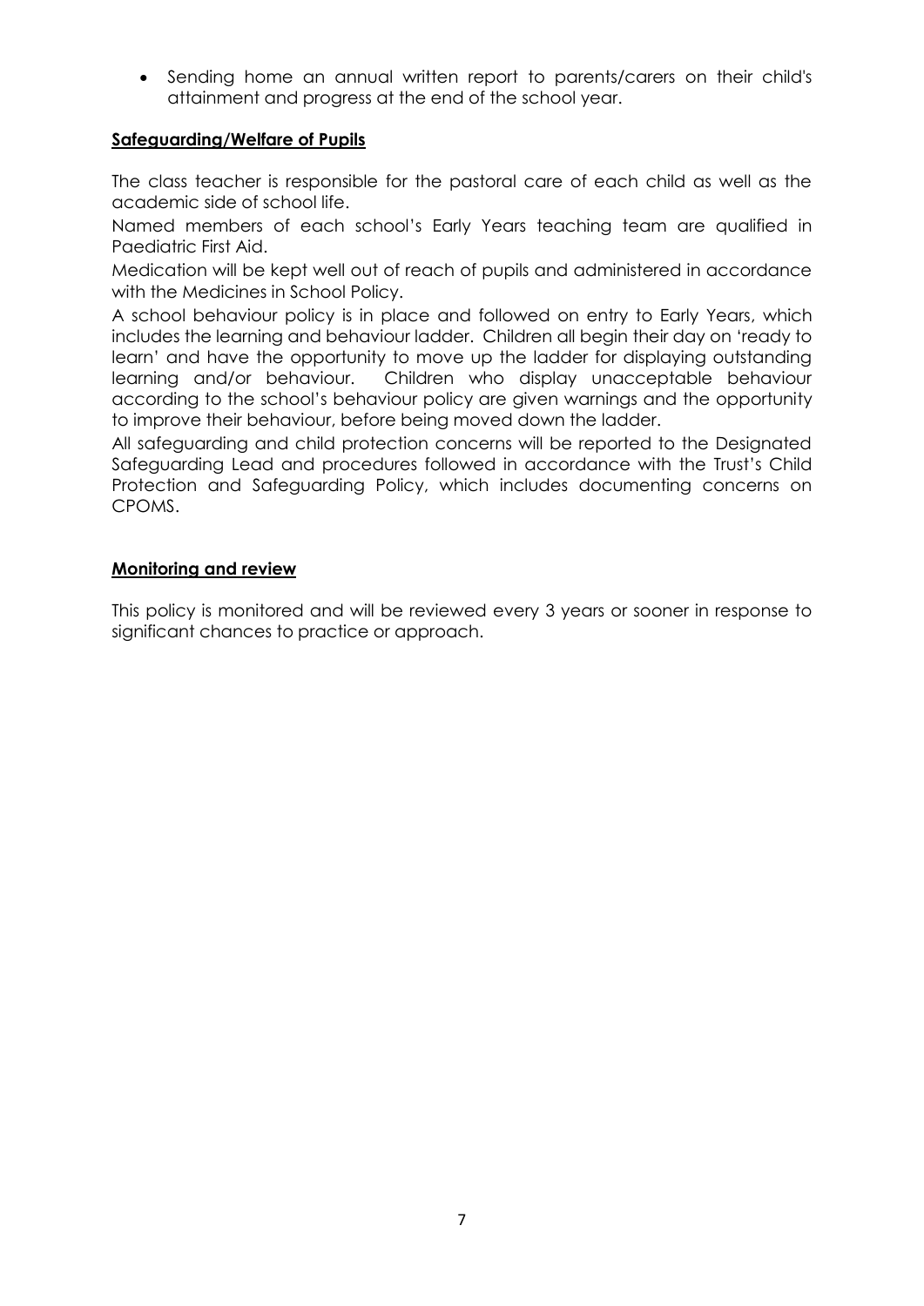- Sending home an annual written report to parents/carers on their child's attainment and progress at the end of the school year.

**Safeguarding/Welfare of Pupils**

The class teacher is responsible for the pastoral care of each child as well as the academic side of school life.

Named members of each school's Early Years teaching team are qualified in Paediatric First Aid.

Medication will be kept well out of reach of pupils and administered in accordance with the Medicines in School Policy.

A school behaviour policy is in place and followed on entry to Early Years, which includes the learning and behaviour ladder. Children all begin their day on 'ready to learn' and have the opportunity to move up the ladder for displaying outstanding learning and/or behaviour. Children who display unacceptable behaviour according to the school's behaviour policy are given warnings and the opportunity to improve their behaviour, before being moved down the ladder.

All safeguarding and child protection concerns will be reported to the Designated Safeguarding Lead and procedures followed in accordance with the Trust's Child Protection and Safeguarding Policy, which includes documenting concerns on CPOMS.

**Monitoring and review**

This policy is monitored and will be reviewed every 3 years or sooner in response to significant chances to practice or approach.